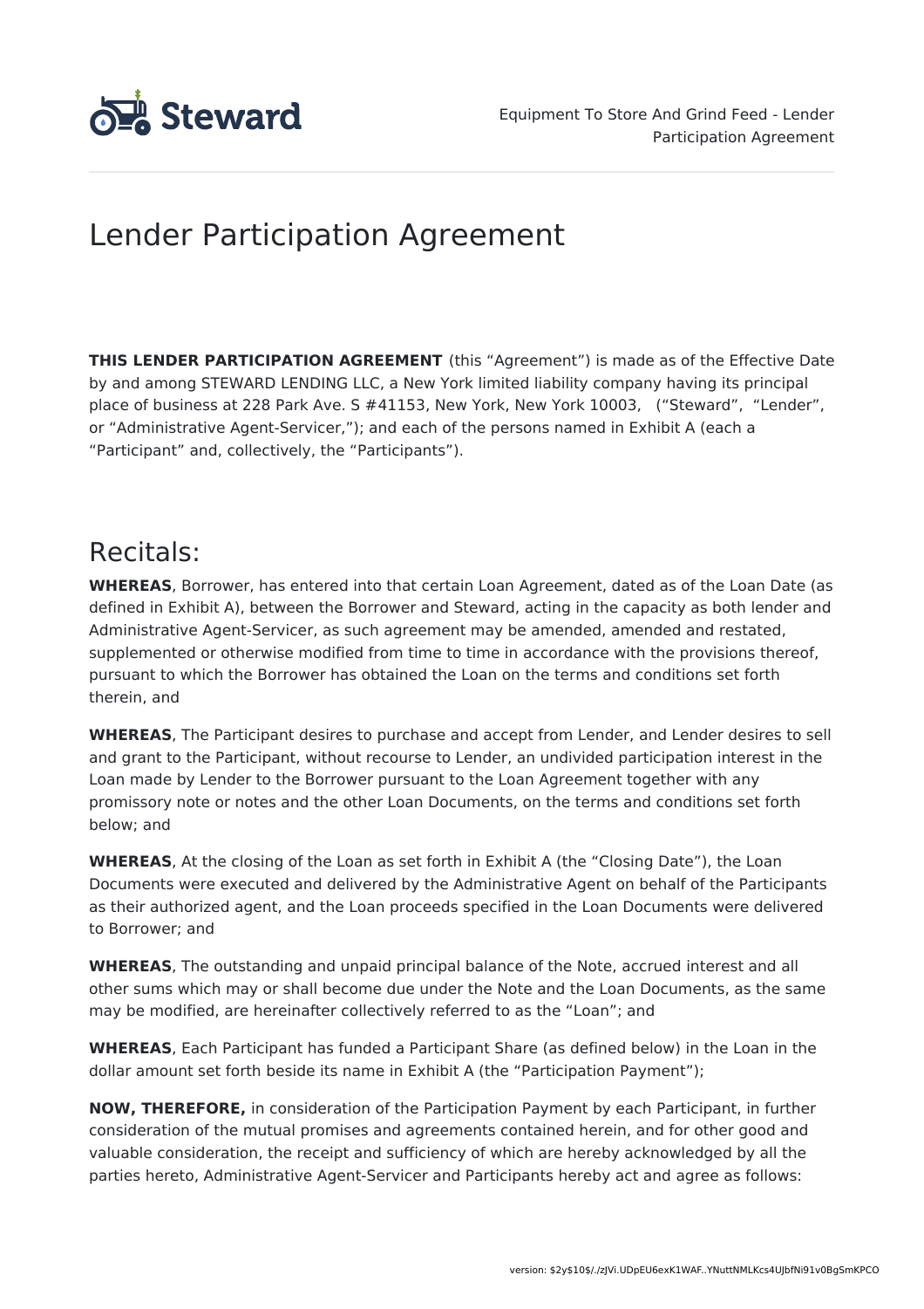# Lender Participation Agreement

**THIS LENDER PARTICIPATION AGREEMENT** (this "Agreement") is made as of the Effective Date by and among STEWARD LENDING LLC, a New York limited liability company having its principal place of business at 228 Park Ave. S #41153, New York, New York 10003, ("Steward", "Lender", or "Administrative Agent-Servicer,"); and each of the persons named in Exhibit A (each a "Participant" and, collectively, the "Participants").

## Recitals:

**WHEREAS**, Borrower, has entered into that certain Loan Agreement, dated as of the Loan Date (as defined in Exhibit A), between the Borrower and Steward, acting in the capacity as both lender and Administrative Agent-Servicer, as such agreement may be amended, amended and restated, supplemented or otherwise modified from time to time in accordance with the provisions thereof, pursuant to which the Borrower has obtained the Loan on the terms and conditions set forth therein, and

**WHEREAS**, The Participant desires to purchase and accept from Lender, and Lender desires to sell and grant to the Participant, without recourse to Lender, an undivided participation interest in the Loan made by Lender to the Borrower pursuant to the Loan Agreement together with any promissory note or notes and the other Loan Documents, on the terms and conditions set forth below; and

**WHEREAS**, At the closing of the Loan as set forth in Exhibit A (the "Closing Date"), the Loan Documents were executed and delivered by the Administrative Agent on behalf of the Participants as their authorized agent, and the Loan proceeds specified in the Loan Documents were delivered to Borrower; and

**WHEREAS**, The outstanding and unpaid principal balance of the Note, accrued interest and all other sums which may or shall become due under the Note and the Loan Documents, as the same may be modified, are hereinafter collectively referred to as the "Loan"; and

**WHEREAS**, Each Participant has funded a Participant Share (as defined below) in the Loan in the dollar amount set forth beside its name in Exhibit A (the "Participation Payment");

**NOW, THEREFORE,** in consideration of the Participation Payment by each Participant, in further consideration of the mutual promises and agreements contained herein, and for other good and valuable consideration, the receipt and sufficiency of which are hereby acknowledged by all the parties hereto, Administrative Agent-Servicer and Participants hereby act and agree as follows: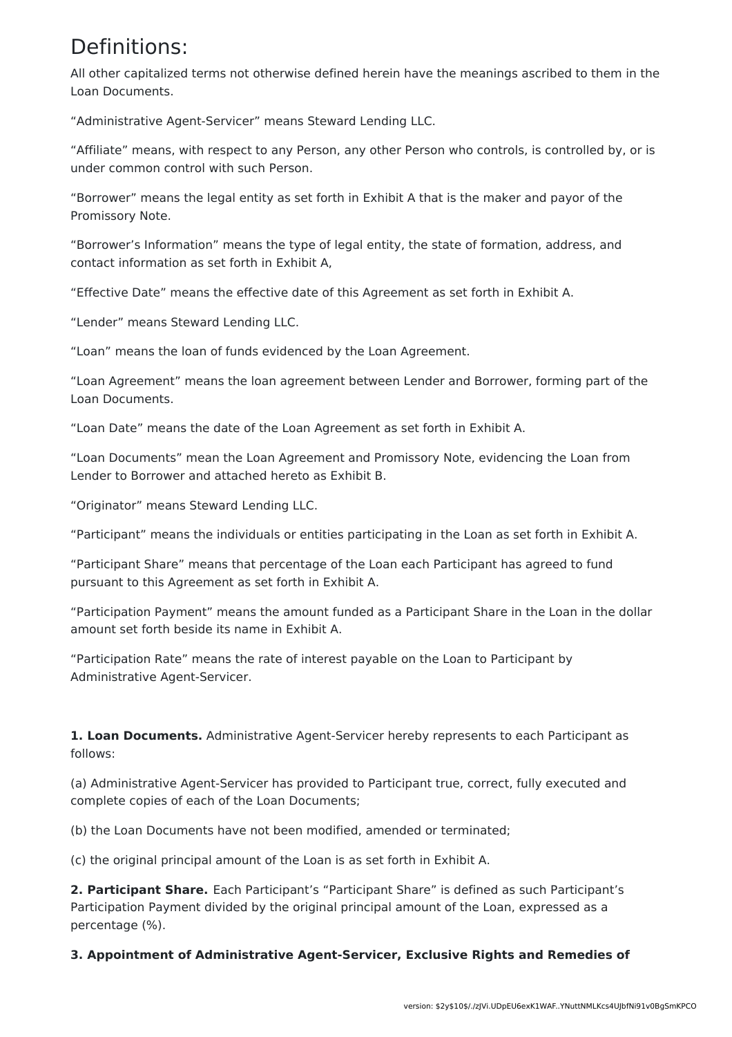# Definitions:

All other capitalized terms not otherwise defined herein have the meanings ascribed to them in the Loan Documents.

“Administrative Agent-Servicer” means Steward Lending LLC.

“Affiliate” means, with respect to any Person, any other Person who controls, is controlled by, or is under common control with such Person.

“Borrower” means the legal entity as set forth in Exhibit A that is the maker and payor of the Promissory Note.

“Borrower’s Information” means the type of legal entity, the state of formation, address, and contact information as set forth in Exhibit A,

“Effective Date” means the effective date of this Agreement as set forth in Exhibit A.

“Lender” means Steward Lending LLC.

“Loan” means the loan of funds evidenced by the Loan Agreement.

“Loan Agreement” means the loan agreement between Lender and Borrower, forming part of the Loan Documents.

“Loan Date” means the date of the Loan Agreement as set forth in Exhibit A.

“Loan Documents” mean the Loan Agreement and Promissory Note, evidencing the Loan from Lender to Borrower and attached hereto as Exhibit B.

“Originator” means Steward Lending LLC.

“Participant” means the individuals or entities participating in the Loan as set forth in Exhibit A.

“Participant Share” means that percentage of the Loan each Participant has agreed to fund pursuant to this Agreement as set forth in Exhibit A.

“Participation Payment” means the amount funded as a Participant Share in the Loan in the dollar amount set forth beside its name in Exhibit A.

“Participation Rate” means the rate of interest payable on the Loan to Participant by Administrative Agent-Servicer.

**1. Loan Documents.** Administrative Agent-Servicer hereby represents to each Participant as follows:

(a) Administrative Agent-Servicer has provided to Participant true, correct, fully executed and complete copies of each of the Loan Documents;

(b) the Loan Documents have not been modified, amended or terminated;

(c) the original principal amount of the Loan is as set forth in Exhibit A.

**2. Participant Share.** Each Participant’s “Participant Share” is defined as such Participant’s Participation Payment divided by the original principal amount of the Loan, expressed as a percentage (%).

**3. Appointment of Administrative Agent-Servicer, Exclusive Rights and Remedies of**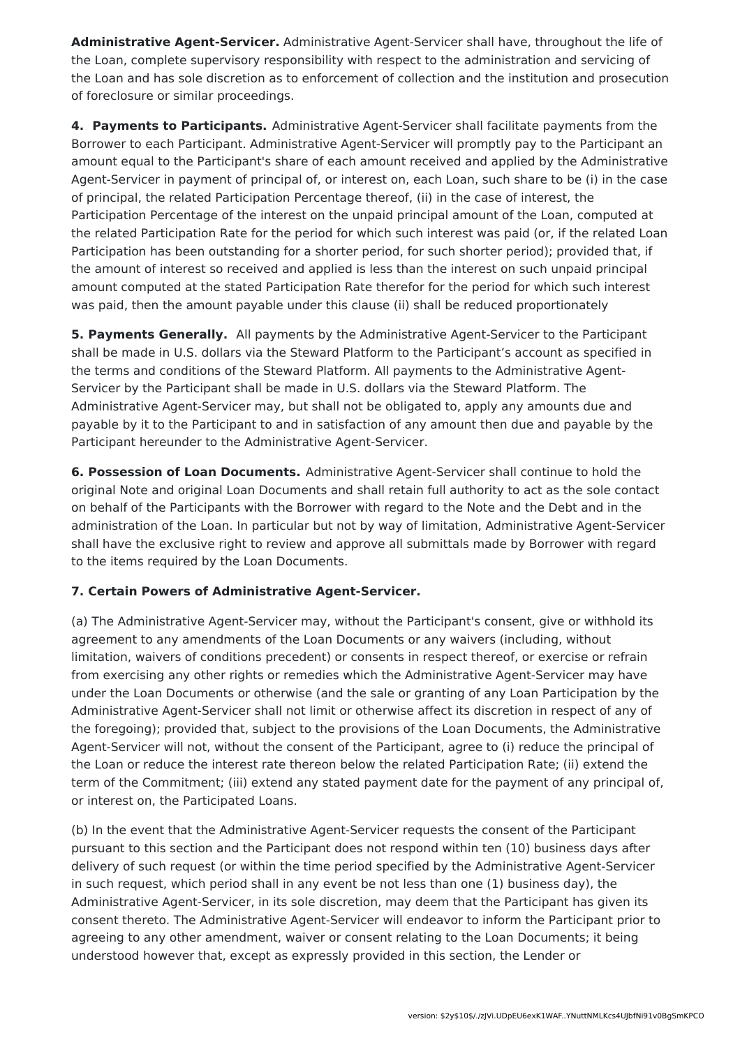**Administrative Agent-Servicer.** Administrative Agent-Servicer shall have, throughout the life of the Loan, complete supervisory responsibility with respect to the administration and servicing of the Loan and has sole discretion as to enforcement of collection and the institution and prosecution of foreclosure or similar proceedings.

**4. Payments to Participants.** Administrative Agent-Servicer shall facilitate payments from the Borrower to each Participant. Administrative Agent-Servicer will promptly pay to the Participant an amount equal to the Participant's share of each amount received and applied by the Administrative Agent-Servicer in payment of principal of, or interest on, each Loan, such share to be (i) in the case of principal, the related Participation Percentage thereof, (ii) in the case of interest, the Participation Percentage of the interest on the unpaid principal amount of the Loan, computed at the related Participation Rate for the period for which such interest was paid (or, if the related Loan Participation has been outstanding for a shorter period, for such shorter period); provided that, if the amount of interest so received and applied is less than the interest on such unpaid principal amount computed at the stated Participation Rate therefor for the period for which such interest was paid, then the amount payable under this clause (ii) shall be reduced proportionately

**5. Payments Generally.** All payments by the Administrative Agent-Servicer to the Participant shall be made in U.S. dollars via the Steward Platform to the Participant's account as specified in the terms and conditions of the Steward Platform. All payments to the Administrative Agent-Servicer by the Participant shall be made in U.S. dollars via the Steward Platform. The Administrative Agent-Servicer may, but shall not be obligated to, apply any amounts due and payable by it to the Participant to and in satisfaction of any amount then due and payable by the Participant hereunder to the Administrative Agent-Servicer.

**6. Possession of Loan Documents.** Administrative Agent-Servicer shall continue to hold the original Note and original Loan Documents and shall retain full authority to act as the sole contact on behalf of the Participants with the Borrower with regard to the Note and the Debt and in the administration of the Loan. In particular but not by way of limitation, Administrative Agent-Servicer shall have the exclusive right to review and approve all submittals made by Borrower with regard to the items required by the Loan Documents.

**7. Certain Powers of Administrative Agent-Servicer.**

(a) The Administrative Agent-Servicer may, without the Participant's consent, give or withhold its agreement to any amendments of the Loan Documents or any waivers (including, without limitation, waivers of conditions precedent) or consents in respect thereof, or exercise or refrain from exercising any other rights or remedies which the Administrative Agent-Servicer may have under the Loan Documents or otherwise (and the sale or granting of any Loan Participation by the Administrative Agent-Servicer shall not limit or otherwise affect its discretion in respect of any of the foregoing); provided that, subject to the provisions of the Loan Documents, the Administrative Agent-Servicer will not, without the consent of the Participant, agree to (i) reduce the principal of the Loan or reduce the interest rate thereon below the related Participation Rate; (ii) extend the term of the Commitment; (iii) extend any stated payment date for the payment of any principal of, or interest on, the Participated Loans.

(b) In the event that the Administrative Agent-Servicer requests the consent of the Participant pursuant to this section and the Participant does not respond within ten (10) business days after delivery of such request (or within the time period specified by the Administrative Agent-Servicer in such request, which period shall in any event be not less than one (1) business day), the Administrative Agent-Servicer, in its sole discretion, may deem that the Participant has given its consent thereto. The Administrative Agent-Servicer will endeavor to inform the Participant prior to agreeing to any other amendment, waiver or consent relating to the Loan Documents; it being understood however that, except as expressly provided in this section, the Lender or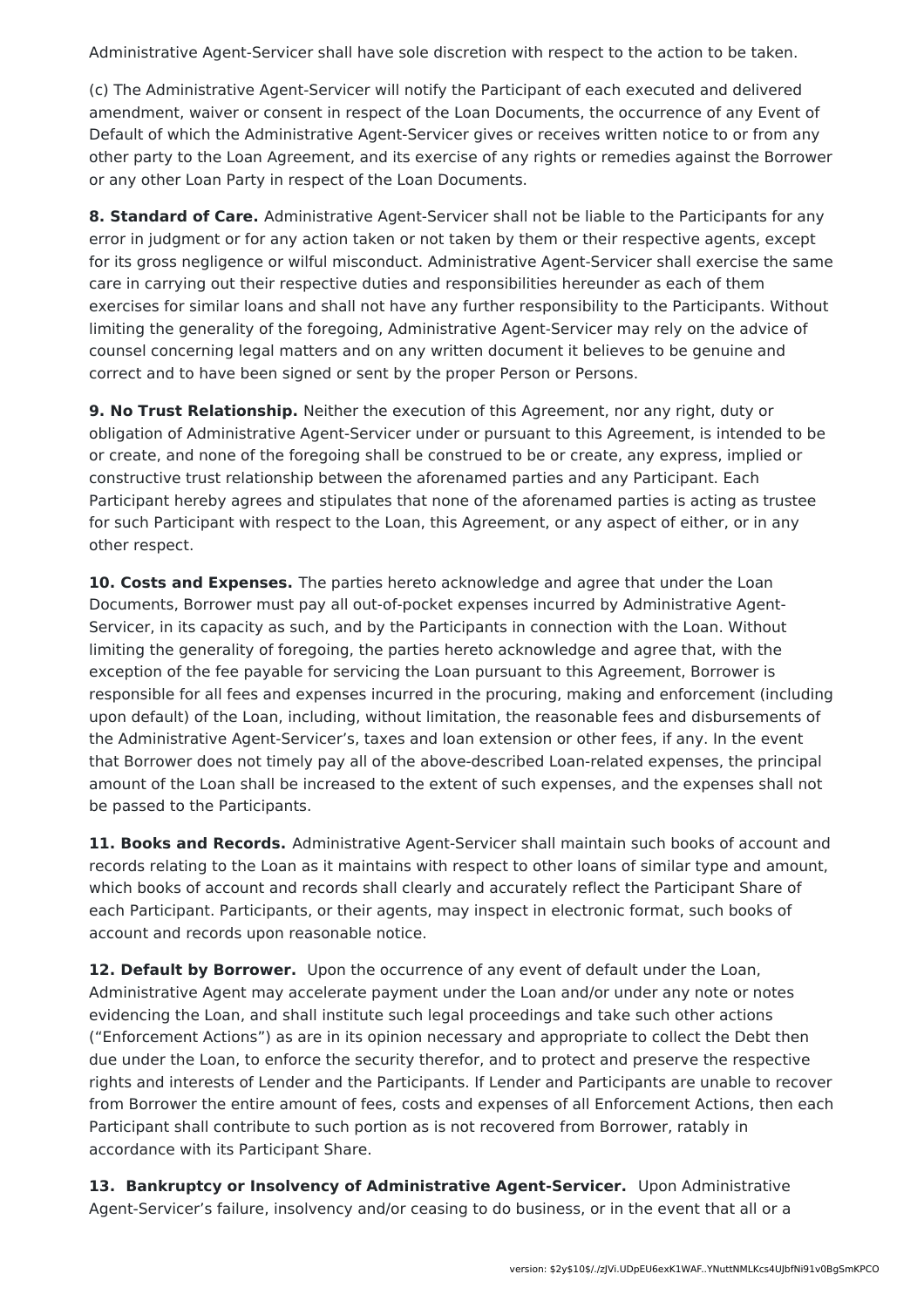Administrative Agent-Servicer shall have sole discretion with respect to the action to be taken.

(c) The Administrative Agent-Servicer will notify the Participant of each executed and delivered amendment, waiver or consent in respect of the Loan Documents, the occurrence of any Event of Default of which the Administrative Agent-Servicer gives or receives written notice to or from any other party to the Loan Agreement, and its exercise of any rights or remedies against the Borrower or any other Loan Party in respect of the Loan Documents.

**8. Standard of Care.** Administrative Agent-Servicer shall not be liable to the Participants for any error in judgment or for any action taken or not taken by them or their respective agents, except for its gross negligence or wilful misconduct. Administrative Agent-Servicer shall exercise the same care in carrying out their respective duties and responsibilities hereunder as each of them exercises for similar loans and shall not have any further responsibility to the Participants. Without limiting the generality of the foregoing, Administrative Agent-Servicer may rely on the advice of counsel concerning legal matters and on any written document it believes to be genuine and correct and to have been signed or sent by the proper Person or Persons.

**9. No Trust Relationship.** Neither the execution of this Agreement, nor any right, duty or obligation of Administrative Agent-Servicer under or pursuant to this Agreement, is intended to be or create, and none of the foregoing shall be construed to be or create, any express, implied or constructive trust relationship between the aforenamed parties and any Participant. Each Participant hereby agrees and stipulates that none of the aforenamed parties is acting as trustee for such Participant with respect to the Loan, this Agreement, or any aspect of either, or in any other respect.

**10. Costs and Expenses.** The parties hereto acknowledge and agree that under the Loan Documents, Borrower must pay all out-of-pocket expenses incurred by Administrative Agent-Servicer, in its capacity as such, and by the Participants in connection with the Loan. Without limiting the generality of foregoing, the parties hereto acknowledge and agree that, with the exception of the fee payable for servicing the Loan pursuant to this Agreement, Borrower is responsible for all fees and expenses incurred in the procuring, making and enforcement (including upon default) of the Loan, including, without limitation, the reasonable fees and disbursements of the Administrative Agent-Servicer's, taxes and loan extension or other fees, if any. In the event that Borrower does not timely pay all of the above-described Loan-related expenses, the principal amount of the Loan shall be increased to the extent of such expenses, and the expenses shall not be passed to the Participants.

**11. Books and Records.** Administrative Agent-Servicer shall maintain such books of account and records relating to the Loan as it maintains with respect to other loans of similar type and amount, which books of account and records shall clearly and accurately reflect the Participant Share of each Participant. Participants, or their agents, may inspect in electronic format, such books of account and records upon reasonable notice.

**12. Default by Borrower.** Upon the occurrence of any event of default under the Loan, Administrative Agent may accelerate payment under the Loan and/or under any note or notes evidencing the Loan, and shall institute such legal proceedings and take such other actions ("Enforcement Actions") as are in its opinion necessary and appropriate to collect the Debt then due under the Loan, to enforce the security therefor, and to protect and preserve the respective rights and interests of Lender and the Participants. If Lender and Participants are unable to recover from Borrower the entire amount of fees, costs and expenses of all Enforcement Actions, then each Participant shall contribute to such portion as is not recovered from Borrower, ratably in accordance with its Participant Share.

**13. Bankruptcy or Insolvency of Administrative Agent-Servicer.** Upon Administrative Agent-Servicer's failure, insolvency and/or ceasing to do business, or in the event that all or a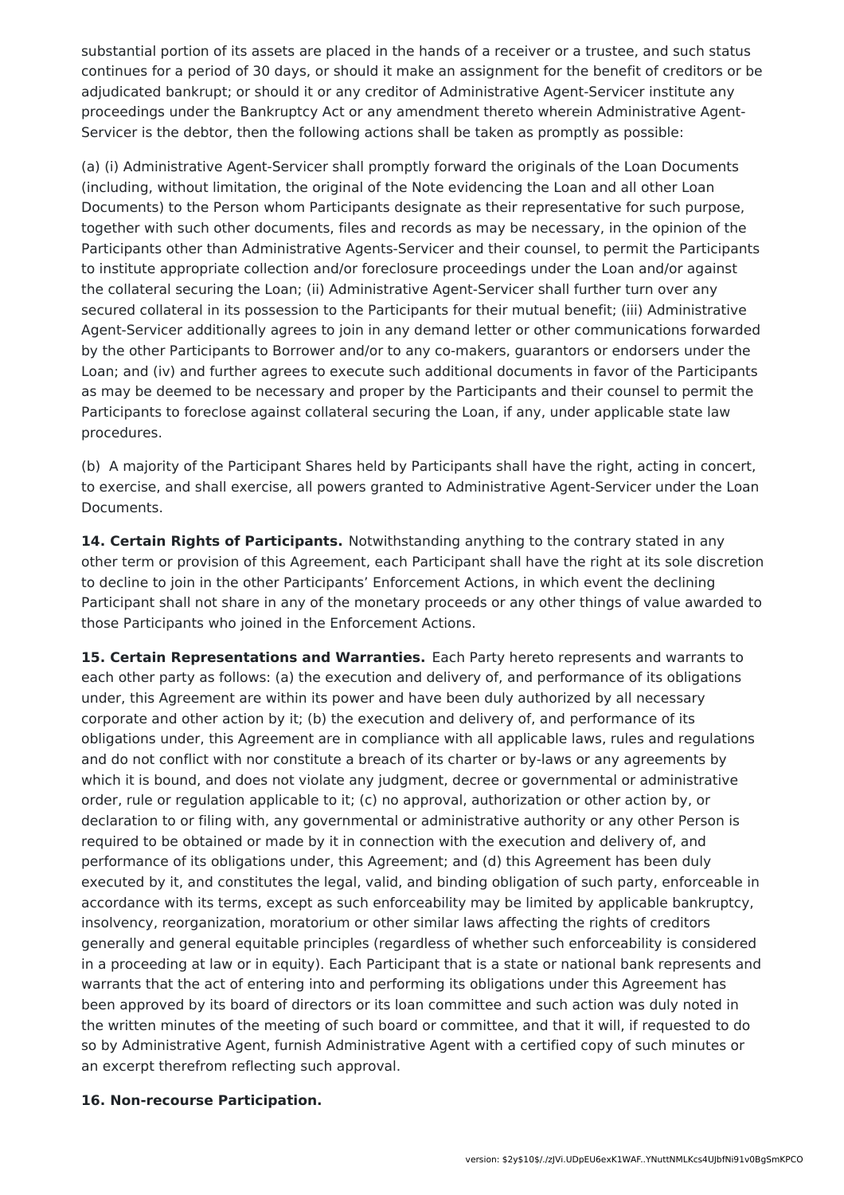substantial portion of its assets are placed in the hands of a receiver or a trustee, and such status continues for a period of 30 days, or should it make an assignment for the benefit of creditors or be adjudicated bankrupt; or should it or any creditor of Administrative Agent-Servicer institute any proceedings under the Bankruptcy Act or any amendment thereto wherein Administrative Agent-Servicer is the debtor, then the following actions shall be taken as promptly as possible:

(a) (i) Administrative Agent-Servicer shall promptly forward the originals of the Loan Documents (including, without limitation, the original of the Note evidencing the Loan and all other Loan Documents) to the Person whom Participants designate as their representative for such purpose, together with such other documents, files and records as may be necessary, in the opinion of the Participants other than Administrative Agents-Servicer and their counsel, to permit the Participants to institute appropriate collection and/or foreclosure proceedings under the Loan and/or against the collateral securing the Loan; (ii) Administrative Agent-Servicer shall further turn over any secured collateral in its possession to the Participants for their mutual benefit; (iii) Administrative Agent-Servicer additionally agrees to join in any demand letter or other communications forwarded by the other Participants to Borrower and/or to any co-makers, guarantors or endorsers under the Loan; and (iv) and further agrees to execute such additional documents in favor of the Participants as may be deemed to be necessary and proper by the Participants and their counsel to permit the Participants to foreclose against collateral securing the Loan, if any, under applicable state law procedures.

(b) A majority of the Participant Shares held by Participants shall have the right, acting in concert, to exercise, and shall exercise, all powers granted to Administrative Agent-Servicer under the Loan Documents.

**14. Certain Rights of Participants.** Notwithstanding anything to the contrary stated in any other term or provision of this Agreement, each Participant shall have the right at its sole discretion to decline to join in the other Participants' Enforcement Actions, in which event the declining Participant shall not share in any of the monetary proceeds or any other things of value awarded to those Participants who joined in the Enforcement Actions.

**15. Certain Representations and Warranties.** Each Party hereto represents and warrants to each other party as follows: (a) the execution and delivery of, and performance of its obligations under, this Agreement are within its power and have been duly authorized by all necessary corporate and other action by it; (b) the execution and delivery of, and performance of its obligations under, this Agreement are in compliance with all applicable laws, rules and regulations and do not conflict with nor constitute a breach of its charter or by-laws or any agreements by which it is bound, and does not violate any judgment, decree or governmental or administrative order, rule or regulation applicable to it; (c) no approval, authorization or other action by, or declaration to or filing with, any governmental or administrative authority or any other Person is required to be obtained or made by it in connection with the execution and delivery of, and performance of its obligations under, this Agreement; and (d) this Agreement has been duly executed by it, and constitutes the legal, valid, and binding obligation of such party, enforceable in accordance with its terms, except as such enforceability may be limited by applicable bankruptcy, insolvency, reorganization, moratorium or other similar laws affecting the rights of creditors generally and general equitable principles (regardless of whether such enforceability is considered in a proceeding at law or in equity). Each Participant that is a state or national bank represents and warrants that the act of entering into and performing its obligations under this Agreement has been approved by its board of directors or its loan committee and such action was duly noted in the written minutes of the meeting of such board or committee, and that it will, if requested to do so by Administrative Agent, furnish Administrative Agent with a certified copy of such minutes or an excerpt therefrom reflecting such approval.

**16. Non-recourse Participation.**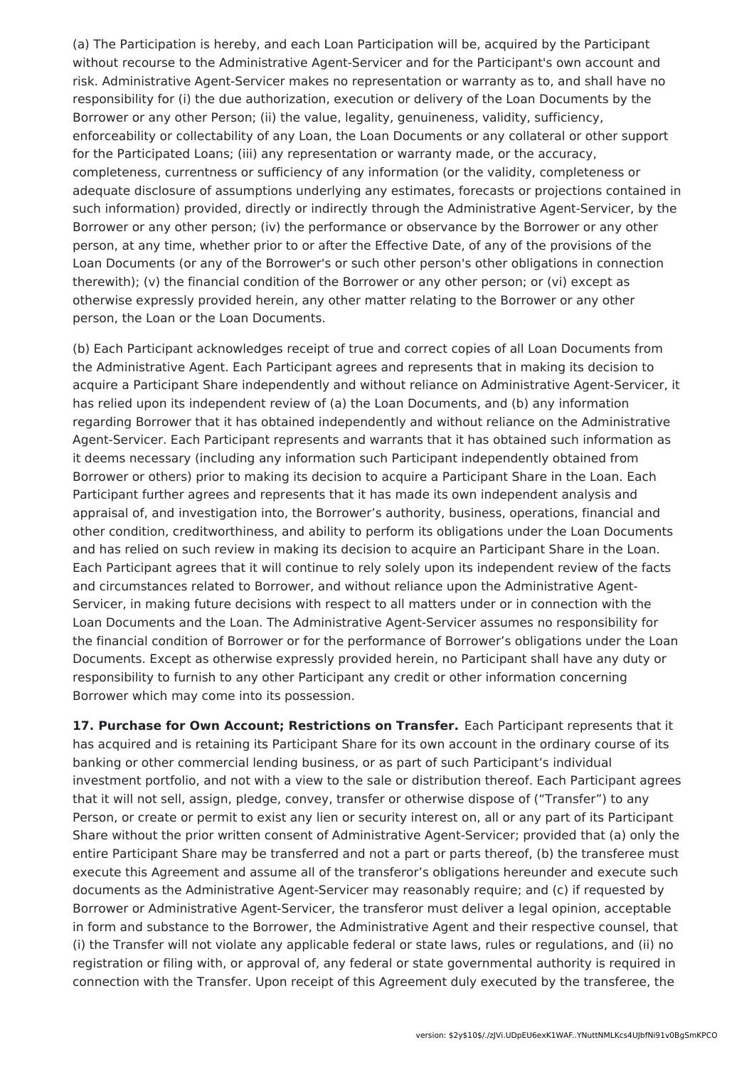(a) The Participation is hereby, and each Loan Participation will be, acquired by the Participant without recourse to the Administrative Agent-Servicer and for the Participant's own account and risk. Administrative Agent-Servicer makes no representation or warranty as to, and shall have no responsibility for (i) the due authorization, execution or delivery of the Loan Documents by the Borrower or any other Person; (ii) the value, legality, genuineness, validity, sufficiency, enforceability or collectability of any Loan, the Loan Documents or any collateral or other support for the Participated Loans; (iii) any representation or warranty made, or the accuracy, completeness, currentness or sufficiency of any information (or the validity, completeness or adequate disclosure of assumptions underlying any estimates, forecasts or projections contained in such information) provided, directly or indirectly through the Administrative Agent-Servicer, by the Borrower or any other person; (iv) the performance or observance by the Borrower or any other person, at any time, whether prior to or after the Effective Date, of any of the provisions of the Loan Documents (or any of the Borrower's or such other person's other obligations in connection therewith); (v) the financial condition of the Borrower or any other person; or (vi) except as otherwise expressly provided herein, any other matter relating to the Borrower or any other person, the Loan or the Loan Documents.

(b) Each Participant acknowledges receipt of true and correct copies of all Loan Documents from the Administrative Agent. Each Participant agrees and represents that in making its decision to acquire a Participant Share independently and without reliance on Administrative Agent-Servicer, it has relied upon its independent review of (a) the Loan Documents, and (b) any information regarding Borrower that it has obtained independently and without reliance on the Administrative Agent-Servicer. Each Participant represents and warrants that it has obtained such information as it deems necessary (including any information such Participant independently obtained from Borrower or others) prior to making its decision to acquire a Participant Share in the Loan. Each Participant further agrees and represents that it has made its own independent analysis and appraisal of, and investigation into, the Borrower's authority, business, operations, financial and other condition, creditworthiness, and ability to perform its obligations under the Loan Documents and has relied on such review in making its decision to acquire an Participant Share in the Loan. Each Participant agrees that it will continue to rely solely upon its independent review of the facts and circumstances related to Borrower, and without reliance upon the Administrative Agent-Servicer, in making future decisions with respect to all matters under or in connection with the Loan Documents and the Loan. The Administrative Agent-Servicer assumes no responsibility for the financial condition of Borrower or for the performance of Borrower's obligations under the Loan Documents. Except as otherwise expressly provided herein, no Participant shall have any duty or responsibility to furnish to any other Participant any credit or other information concerning Borrower which may come into its possession.

**17. Purchase for Own Account; Restrictions on Transfer.** Each Participant represents that it has acquired and is retaining its Participant Share for its own account in the ordinary course of its banking or other commercial lending business, or as part of such Participant's individual investment portfolio, and not with a view to the sale or distribution thereof. Each Participant agrees that it will not sell, assign, pledge, convey, transfer or otherwise dispose of ("Transfer") to any Person, or create or permit to exist any lien or security interest on, all or any part of its Participant Share without the prior written consent of Administrative Agent-Servicer; provided that (a) only the entire Participant Share may be transferred and not a part or parts thereof, (b) the transferee must execute this Agreement and assume all of the transferor's obligations hereunder and execute such documents as the Administrative Agent-Servicer may reasonably require; and (c) if requested by Borrower or Administrative Agent-Servicer, the transferor must deliver a legal opinion, acceptable in form and substance to the Borrower, the Administrative Agent and their respective counsel, that (i) the Transfer will not violate any applicable federal or state laws, rules or regulations, and (ii) no registration or filing with, or approval of, any federal or state governmental authority is required in connection with the Transfer. Upon receipt of this Agreement duly executed by the transferee, the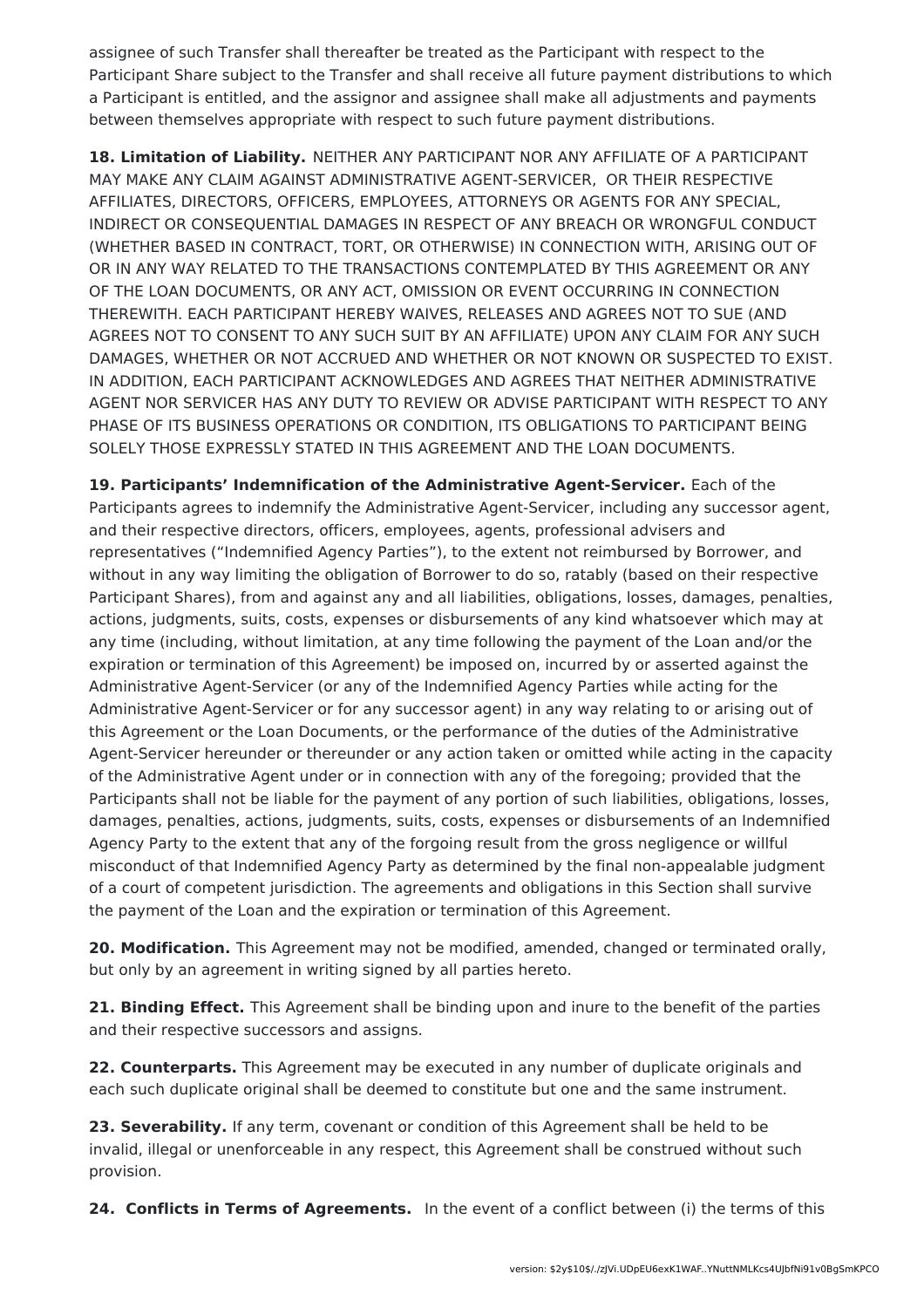assignee of such Transfer shall thereafter be treated as the Participant with respect to the Participant Share subject to the Transfer and shall receive all future payment distributions to which a Participant is entitled, and the assignor and assignee shall make all adjustments and payments between themselves appropriate with respect to such future payment distributions.

**18. Limitation of Liability.** NEITHER ANY PARTICIPANT NOR ANY AFFILIATE OF A PARTICIPANT MAY MAKE ANY CLAIM AGAINST ADMINISTRATIVE AGENT-SERVICER, OR THEIR RESPECTIVE AFFILIATES, DIRECTORS, OFFICERS, EMPLOYEES, ATTORNEYS OR AGENTS FOR ANY SPECIAL, INDIRECT OR CONSEQUENTIAL DAMAGES IN RESPECT OF ANY BREACH OR WRONGFUL CONDUCT (WHETHER BASED IN CONTRACT, TORT, OR OTHERWISE) IN CONNECTION WITH, ARISING OUT OF OR IN ANY WAY RELATED TO THE TRANSACTIONS CONTEMPLATED BY THIS AGREEMENT OR ANY OF THE LOAN DOCUMENTS, OR ANY ACT, OMISSION OR EVENT OCCURRING IN CONNECTION THEREWITH. EACH PARTICIPANT HEREBY WAIVES, RELEASES AND AGREES NOT TO SUE (AND AGREES NOT TO CONSENT TO ANY SUCH SUIT BY AN AFFILIATE) UPON ANY CLAIM FOR ANY SUCH DAMAGES, WHETHER OR NOT ACCRUED AND WHETHER OR NOT KNOWN OR SUSPECTED TO EXIST. IN ADDITION, EACH PARTICIPANT ACKNOWLEDGES AND AGREES THAT NEITHER ADMINISTRATIVE AGENT NOR SERVICER HAS ANY DUTY TO REVIEW OR ADVISE PARTICIPANT WITH RESPECT TO ANY PHASE OF ITS BUSINESS OPERATIONS OR CONDITION, ITS OBLIGATIONS TO PARTICIPANT BEING SOLELY THOSE EXPRESSLY STATED IN THIS AGREEMENT AND THE LOAN DOCUMENTS.

**19. Participants' Indemnification of the Administrative Agent-Servicer.** Each of the Participants agrees to indemnify the Administrative Agent-Servicer, including any successor agent, and their respective directors, officers, employees, agents, professional advisers and representatives ("Indemnified Agency Parties"), to the extent not reimbursed by Borrower, and without in any way limiting the obligation of Borrower to do so, ratably (based on their respective Participant Shares), from and against any and all liabilities, obligations, losses, damages, penalties, actions, judgments, suits, costs, expenses or disbursements of any kind whatsoever which may at any time (including, without limitation, at any time following the payment of the Loan and/or the expiration or termination of this Agreement) be imposed on, incurred by or asserted against the Administrative Agent-Servicer (or any of the Indemnified Agency Parties while acting for the Administrative Agent-Servicer or for any successor agent) in any way relating to or arising out of this Agreement or the Loan Documents, or the performance of the duties of the Administrative Agent-Servicer hereunder or thereunder or any action taken or omitted while acting in the capacity of the Administrative Agent under or in connection with any of the foregoing; provided that the Participants shall not be liable for the payment of any portion of such liabilities, obligations, losses, damages, penalties, actions, judgments, suits, costs, expenses or disbursements of an Indemnified Agency Party to the extent that any of the forgoing result from the gross negligence or willful misconduct of that Indemnified Agency Party as determined by the final non-appealable judgment of a court of competent jurisdiction. The agreements and obligations in this Section shall survive the payment of the Loan and the expiration or termination of this Agreement.

**20. Modification.** This Agreement may not be modified, amended, changed or terminated orally, but only by an agreement in writing signed by all parties hereto.

**21. Binding Effect.** This Agreement shall be binding upon and inure to the benefit of the parties and their respective successors and assigns.

**22. Counterparts.** This Agreement may be executed in any number of duplicate originals and each such duplicate original shall be deemed to constitute but one and the same instrument.

**23. Severability.** If any term, covenant or condition of this Agreement shall be held to be invalid, illegal or unenforceable in any respect, this Agreement shall be construed without such provision.

**24. Conflicts in Terms of Agreements.** In the event of a conflict between (i) the terms of this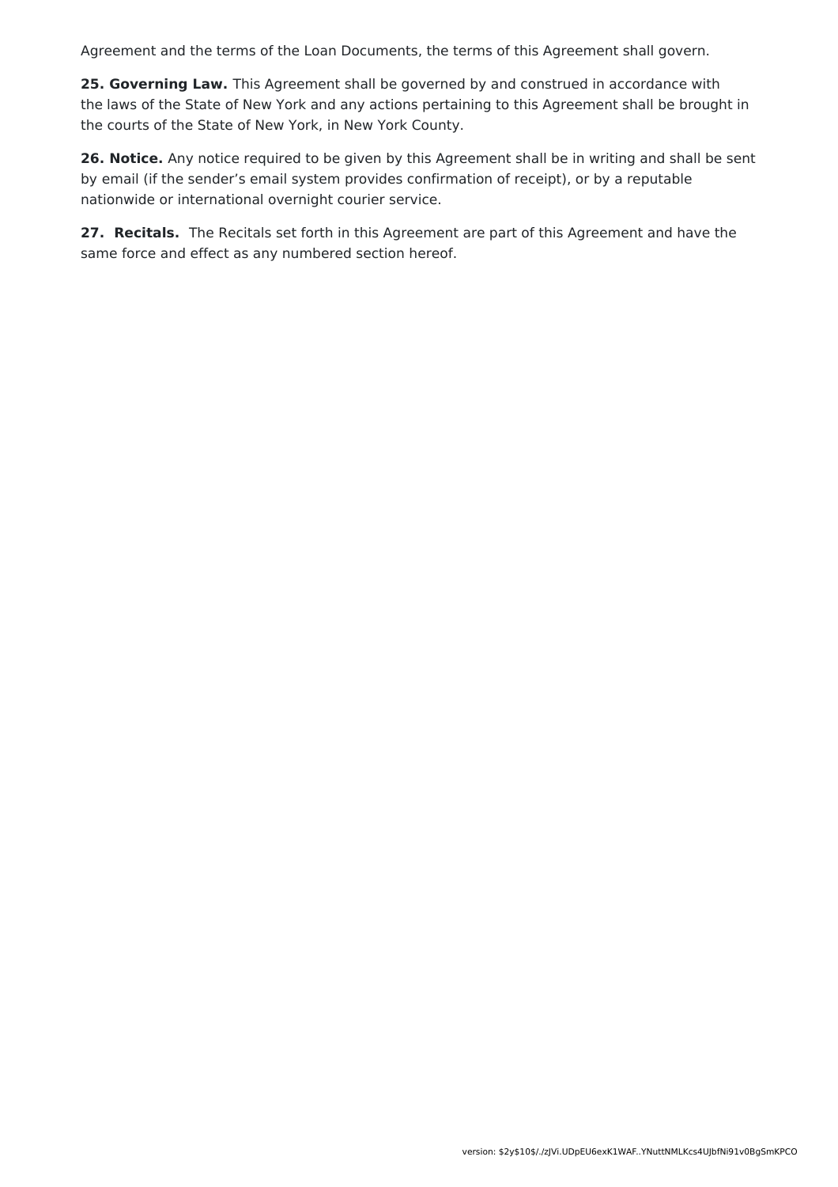Agreement and the terms of the Loan Documents, the terms of this Agreement shall govern.

**25. Governing Law.** This Agreement shall be governed by and construed in accordance with the laws of the State of New York and any actions pertaining to this Agreement shall be brought in the courts of the State of New York, in New York County.

**26. Notice.** Any notice required to be given by this Agreement shall be in writing and shall be sent by email (if the sender's email system provides confirmation of receipt), or by a reputable nationwide or international overnight courier service.

**27. Recitals.** The Recitals set forth in this Agreement are part of this Agreement and have the same force and effect as any numbered section hereof.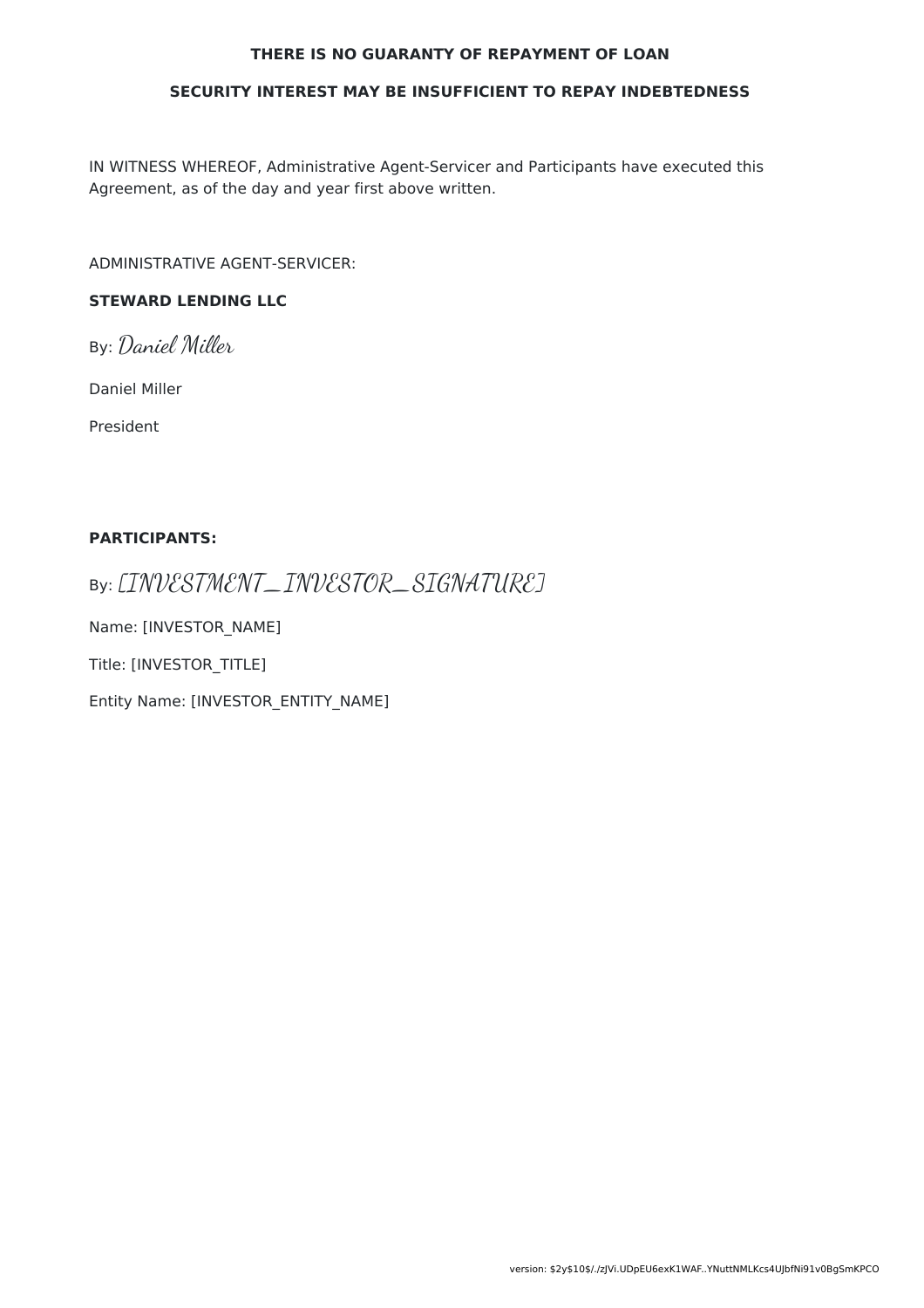**THERE IS NO GUARANTY OF REPAYMENT OF LOAN**

**SECURITY INTEREST MAY BE INSUFFICIENT TO REPAY INDEBTEDNESS**

IN WITNESS WHEREOF, Administrative Agent-Servicer and Participants have executed this Agreement, as of the day and year first above written.

ADMINISTRATIVE AGENT-SERVICER:

**STEWARD LENDING LLC**

By: *Daniel Miller*

Daniel Miller

President

**PARTICIPANTS:**

By: *[INVESTMENT_INVESTOR_SIGNATURE]*

Name: [INVESTOR_NAME]

Title: [INVESTOR_TITLE]

Entity Name: [INVESTOR_ENTITY_NAME]

version: $2y$10$/./zJVi.UDpEU6exK1WAF..YNuttNMLKcs4UJbfNi91v0BgSmKPCO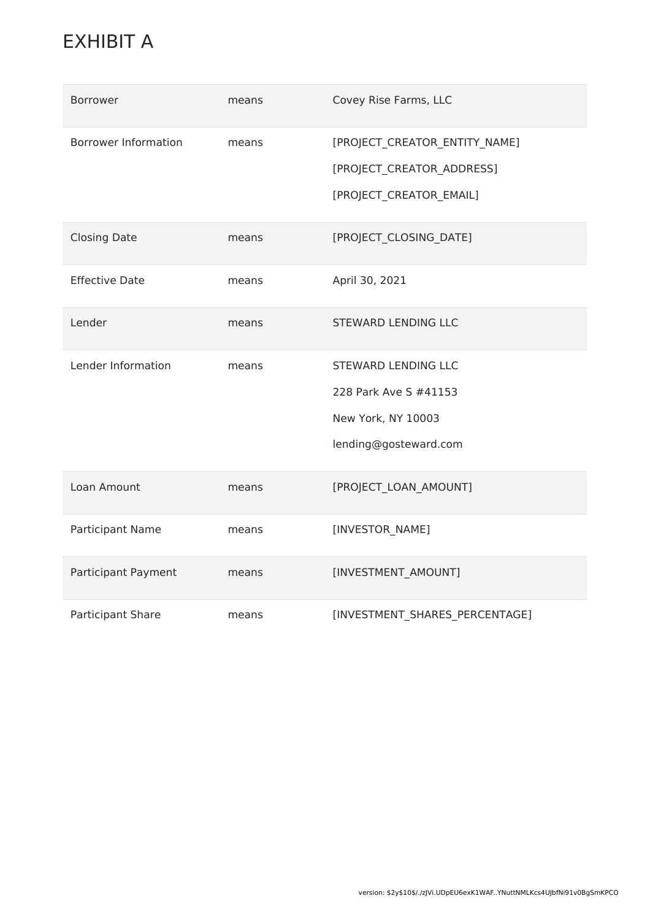# EXHIBIT A

| | | |
|---|---|---|
| Borrower | means | Covey Rise Farms, LLC |
| Borrower Information | means | [PROJECT_CREATOR_ENTITY_NAME]<br>[PROJECT_CREATOR_ADDRESS]<br>[PROJECT_CREATOR_EMAIL] |
| Closing Date | means | [PROJECT_CLOSING_DATE] |
| Effective Date | means | April 30, 2021 |
| Lender | means | STEWARD LENDING LLC |
| Lender Information | means | STEWARD LENDING LLC<br>228 Park Ave S #41153<br>New York, NY 10003<br>lending@gosteward.com |
| Loan Amount | means | [PROJECT_LOAN_AMOUNT] |
| Participant Name | means | [INVESTOR_NAME] |
| Participant Payment | means | [INVESTMENT_AMOUNT] |
| Participant Share | means | [INVESTMENT_SHARES_PERCENTAGE] |

version: $2y$10$/./zJVi.UDpEU6exK1WAF..YNuttNMLKcs4UJbfNi91v0BgSmKPCO